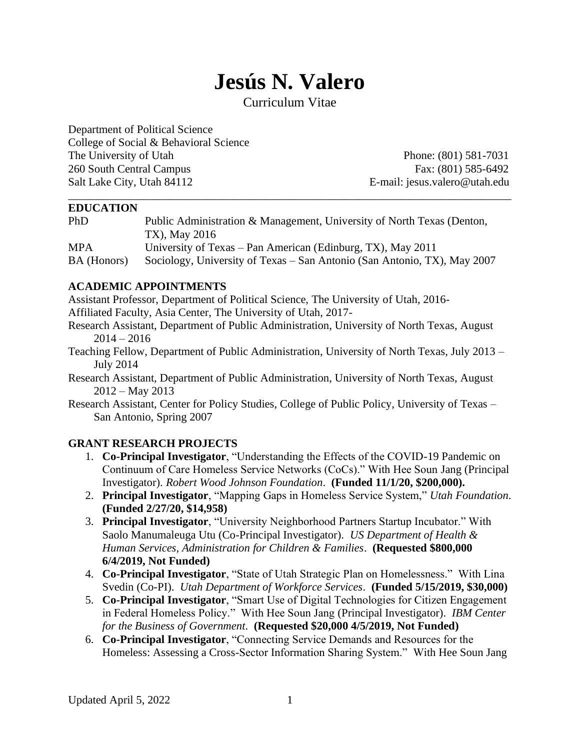# Jesús N. Valero

Curriculum Vitae

Department of Political Science
College of Social & Behavioral Science
The University of Utah
260 South Central Campus
Salt Lake City, Utah 84112

Phone: (801) 581-7031
Fax: (801) 585-6492
E-mail: jesus.valero@utah.edu

## EDUCATION

| | |
|---|---|
| PhD | Public Administration & Management, University of North Texas (Denton, TX), May 2016 |
| MPA | University of Texas – Pan American (Edinburg, TX), May 2011 |
| BA (Honors) | Sociology, University of Texas – San Antonio (San Antonio, TX), May 2007 |

## ACADEMIC APPOINTMENTS

Assistant Professor, Department of Political Science, The University of Utah, 2016-

Affiliated Faculty, Asia Center, The University of Utah, 2017-

Research Assistant, Department of Public Administration, University of North Texas, August 2014 – 2016

Teaching Fellow, Department of Public Administration, University of North Texas, July 2013 – July 2014

Research Assistant, Department of Public Administration, University of North Texas, August 2012 – May 2013

Research Assistant, Center for Policy Studies, College of Public Policy, University of Texas – San Antonio, Spring 2007

## GRANT RESEARCH PROJECTS

1. **Co-Principal Investigator**, "Understanding the Effects of the COVID-19 Pandemic on Continuum of Care Homeless Service Networks (CoCs)." With Hee Soun Jang (Principal Investigator). *Robert Wood Johnson Foundation*. **(Funded 11/1/20, $200,000).**
2. **Principal Investigator**, "Mapping Gaps in Homeless Service System," *Utah Foundation*. **(Funded 2/27/20, $14,958)**
3. **Principal Investigator**, "University Neighborhood Partners Startup Incubator." With Saolo Manumaleuga Utu (Co-Principal Investigator). *US Department of Health & Human Services, Administration for Children & Families*. **(Requested $800,000 6/4/2019, Not Funded)**
4. **Co-Principal Investigator**, "State of Utah Strategic Plan on Homelessness." With Lina Svedin (Co-PI). *Utah Department of Workforce Services*. **(Funded 5/15/2019, $30,000)**
5. **Co-Principal Investigator**, "Smart Use of Digital Technologies for Citizen Engagement in Federal Homeless Policy." With Hee Soun Jang (Principal Investigator). *IBM Center for the Business of Government*. **(Requested $20,000 4/5/2019, Not Funded)**
6. **Co-Principal Investigator**, "Connecting Service Demands and Resources for the Homeless: Assessing a Cross-Sector Information Sharing System." With Hee Soun Jang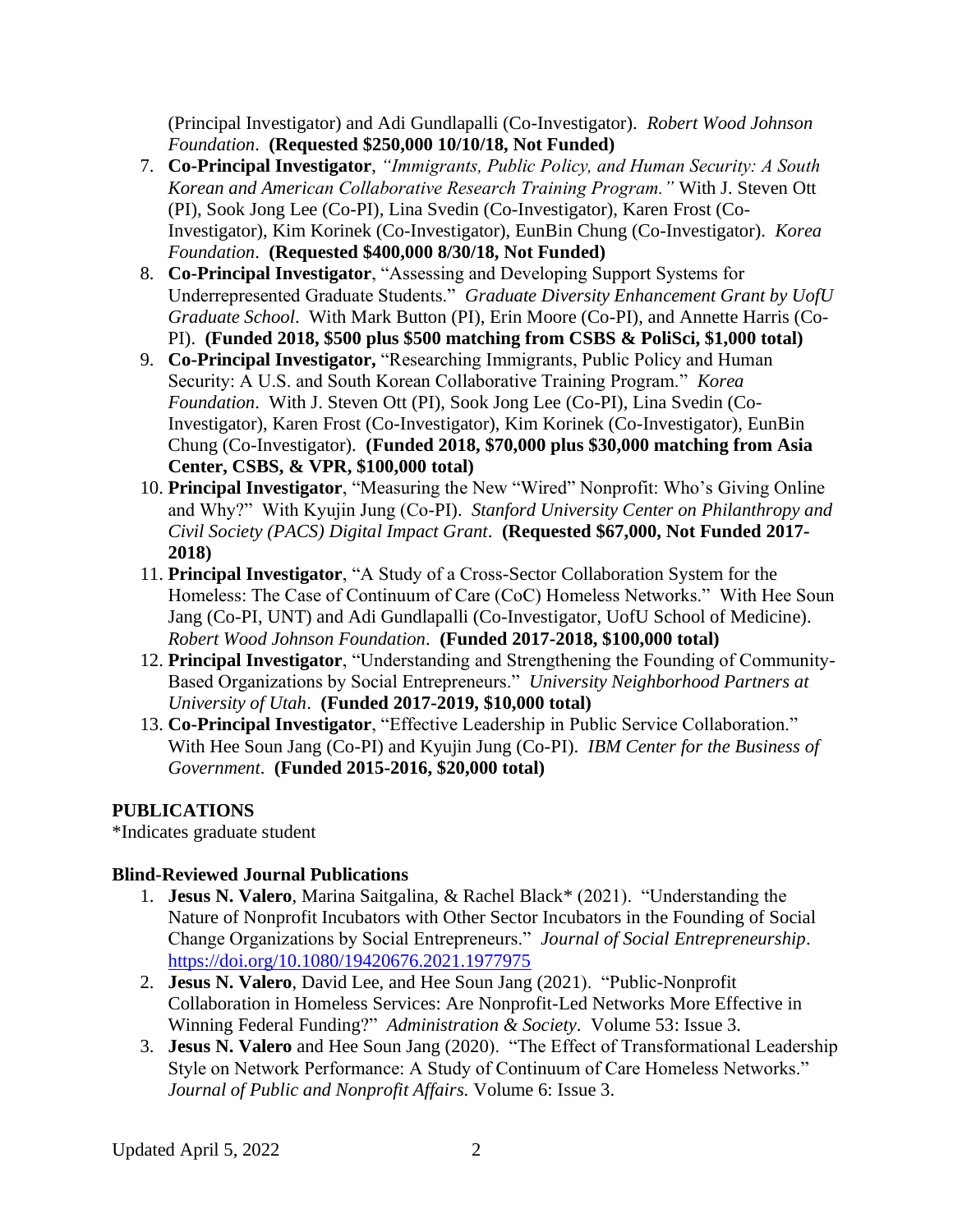(Principal Investigator) and Adi Gundlapalli (Co-Investigator). *Robert Wood Johnson Foundation*. **(Requested $250,000 10/10/18, Not Funded)**

7. **Co-Principal Investigator**, *"Immigrants, Public Policy, and Human Security: A South Korean and American Collaborative Research Training Program."* With J. Steven Ott (PI), Sook Jong Lee (Co-PI), Lina Svedin (Co-Investigator), Karen Frost (Co-Investigator), Kim Korinek (Co-Investigator), EunBin Chung (Co-Investigator). *Korea Foundation*. **(Requested $400,000 8/30/18, Not Funded)**
8. **Co-Principal Investigator**, "Assessing and Developing Support Systems for Underrepresented Graduate Students." *Graduate Diversity Enhancement Grant by UofU Graduate School*. With Mark Button (PI), Erin Moore (Co-PI), and Annette Harris (Co-PI). **(Funded 2018, $500 plus $500 matching from CSBS & PoliSci, $1,000 total)**
9. **Co-Principal Investigator,** "Researching Immigrants, Public Policy and Human Security: A U.S. and South Korean Collaborative Training Program." *Korea Foundation*. With J. Steven Ott (PI), Sook Jong Lee (Co-PI), Lina Svedin (Co-Investigator), Karen Frost (Co-Investigator), Kim Korinek (Co-Investigator), EunBin Chung (Co-Investigator). **(Funded 2018, $70,000 plus $30,000 matching from Asia Center, CSBS, & VPR, $100,000 total)**
10. **Principal Investigator**, "Measuring the New "Wired" Nonprofit: Who's Giving Online and Why?" With Kyujin Jung (Co-PI). *Stanford University Center on Philanthropy and Civil Society (PACS) Digital Impact Grant*. **(Requested $67,000, Not Funded 2017-2018)**
11. **Principal Investigator**, "A Study of a Cross-Sector Collaboration System for the Homeless: The Case of Continuum of Care (CoC) Homeless Networks." With Hee Soun Jang (Co-PI, UNT) and Adi Gundlapalli (Co-Investigator, UofU School of Medicine). *Robert Wood Johnson Foundation*. **(Funded 2017-2018, $100,000 total)**
12. **Principal Investigator**, "Understanding and Strengthening the Founding of Community-Based Organizations by Social Entrepreneurs." *University Neighborhood Partners at University of Utah*. **(Funded 2017-2019, $10,000 total)**
13. **Co-Principal Investigator**, "Effective Leadership in Public Service Collaboration." With Hee Soun Jang (Co-PI) and Kyujin Jung (Co-PI). *IBM Center for the Business of Government*. **(Funded 2015-2016, $20,000 total)**

## PUBLICATIONS

*Indicates graduate student

### Blind-Reviewed Journal Publications

1. **Jesus N. Valero**, Marina Saitgalina, & Rachel Black* (2021). "Understanding the Nature of Nonprofit Incubators with Other Sector Incubators in the Founding of Social Change Organizations by Social Entrepreneurs." *Journal of Social Entrepreneurship*. https://doi.org/10.1080/19420676.2021.1977975
2. **Jesus N. Valero**, David Lee, and Hee Soun Jang (2021). "Public-Nonprofit Collaboration in Homeless Services: Are Nonprofit-Led Networks More Effective in Winning Federal Funding?" *Administration & Society*. Volume 53: Issue 3.
3. **Jesus N. Valero** and Hee Soun Jang (2020). "The Effect of Transformational Leadership Style on Network Performance: A Study of Continuum of Care Homeless Networks." *Journal of Public and Nonprofit Affairs.* Volume 6: Issue 3.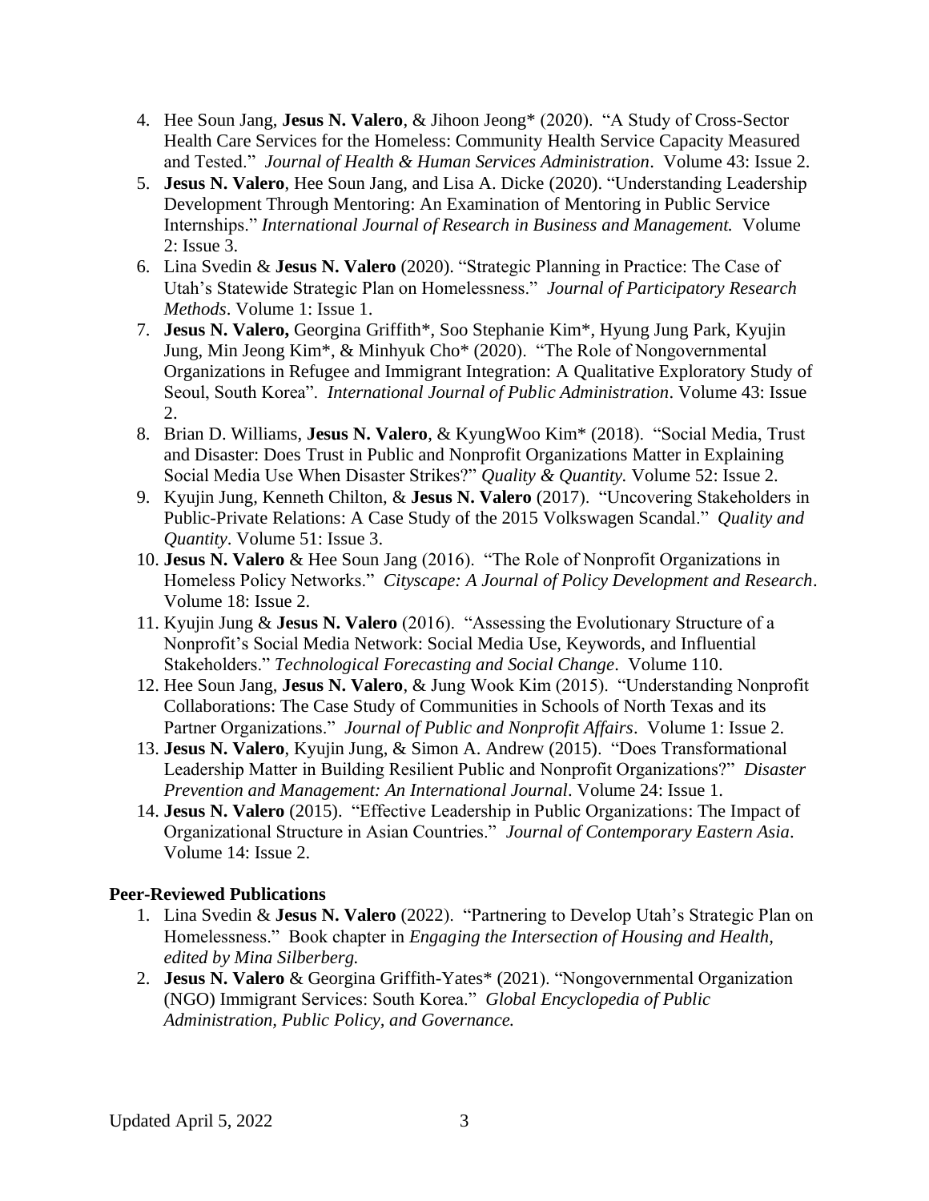4. Hee Soun Jang, **Jesus N. Valero**, & Jihoon Jeong* (2020). "A Study of Cross-Sector Health Care Services for the Homeless: Community Health Service Capacity Measured and Tested." *Journal of Health & Human Services Administration*. Volume 43: Issue 2.
5. **Jesus N. Valero**, Hee Soun Jang, and Lisa A. Dicke (2020). "Understanding Leadership Development Through Mentoring: An Examination of Mentoring in Public Service Internships." *International Journal of Research in Business and Management.* Volume 2: Issue 3.
6. Lina Svedin & **Jesus N. Valero** (2020). "Strategic Planning in Practice: The Case of Utah's Statewide Strategic Plan on Homelessness." *Journal of Participatory Research Methods*. Volume 1: Issue 1.
7. **Jesus N. Valero,** Georgina Griffith*, Soo Stephanie Kim*, Hyung Jung Park, Kyujin Jung, Min Jeong Kim*, & Minhyuk Cho* (2020). "The Role of Nongovernmental Organizations in Refugee and Immigrant Integration: A Qualitative Exploratory Study of Seoul, South Korea". *International Journal of Public Administration*. Volume 43: Issue 2.
8. Brian D. Williams, **Jesus N. Valero**, & KyungWoo Kim* (2018). "Social Media, Trust and Disaster: Does Trust in Public and Nonprofit Organizations Matter in Explaining Social Media Use When Disaster Strikes?" *Quality & Quantity.* Volume 52: Issue 2.
9. Kyujin Jung, Kenneth Chilton, & **Jesus N. Valero** (2017). "Uncovering Stakeholders in Public-Private Relations: A Case Study of the 2015 Volkswagen Scandal." *Quality and Quantity*. Volume 51: Issue 3.
10. **Jesus N. Valero** & Hee Soun Jang (2016). "The Role of Nonprofit Organizations in Homeless Policy Networks." *Cityscape: A Journal of Policy Development and Research*. Volume 18: Issue 2.
11. Kyujin Jung & **Jesus N. Valero** (2016). "Assessing the Evolutionary Structure of a Nonprofit's Social Media Network: Social Media Use, Keywords, and Influential Stakeholders." *Technological Forecasting and Social Change*. Volume 110.
12. Hee Soun Jang, **Jesus N. Valero**, & Jung Wook Kim (2015). "Understanding Nonprofit Collaborations: The Case Study of Communities in Schools of North Texas and its Partner Organizations." *Journal of Public and Nonprofit Affairs*. Volume 1: Issue 2.
13. **Jesus N. Valero**, Kyujin Jung, & Simon A. Andrew (2015). "Does Transformational Leadership Matter in Building Resilient Public and Nonprofit Organizations?" *Disaster Prevention and Management: An International Journal*. Volume 24: Issue 1.
14. **Jesus N. Valero** (2015). "Effective Leadership in Public Organizations: The Impact of Organizational Structure in Asian Countries." *Journal of Contemporary Eastern Asia*. Volume 14: Issue 2.

**Peer-Reviewed Publications**

1. Lina Svedin & **Jesus N. Valero** (2022). "Partnering to Develop Utah's Strategic Plan on Homelessness." Book chapter in *Engaging the Intersection of Housing and Health, edited by Mina Silberberg.*
2. **Jesus N. Valero** & Georgina Griffith-Yates* (2021). "Nongovernmental Organization (NGO) Immigrant Services: South Korea." *Global Encyclopedia of Public Administration, Public Policy, and Governance.*

Updated April 5, 2022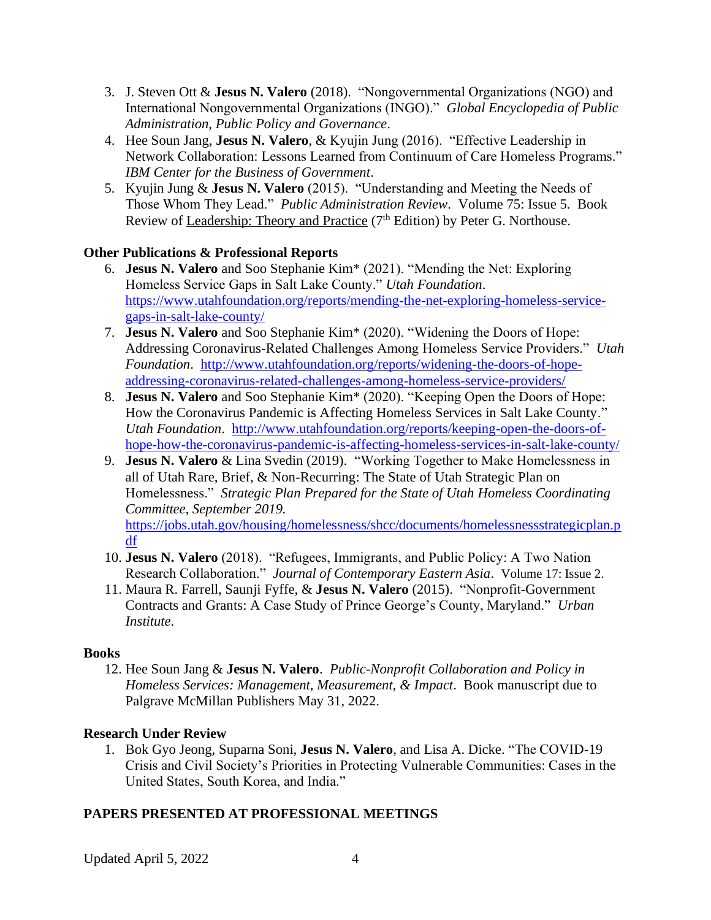3. J. Steven Ott & **Jesus N. Valero** (2018). "Nongovernmental Organizations (NGO) and International Nongovernmental Organizations (INGO)." *Global Encyclopedia of Public Administration, Public Policy and Governance*.
4. Hee Soun Jang, **Jesus N. Valero**, & Kyujin Jung (2016). "Effective Leadership in Network Collaboration: Lessons Learned from Continuum of Care Homeless Programs." *IBM Center for the Business of Government*.
5. Kyujin Jung & **Jesus N. Valero** (2015). "Understanding and Meeting the Needs of Those Whom They Lead." *Public Administration Review*. Volume 75: Issue 5. Book Review of Leadership: Theory and Practice (7th Edition) by Peter G. Northouse.

**Other Publications & Professional Reports**

6. **Jesus N. Valero** and Soo Stephanie Kim* (2021). "Mending the Net: Exploring Homeless Service Gaps in Salt Lake County." *Utah Foundation*. https://www.utahfoundation.org/reports/mending-the-net-exploring-homeless-service-gaps-in-salt-lake-county/
7. **Jesus N. Valero** and Soo Stephanie Kim* (2020). "Widening the Doors of Hope: Addressing Coronavirus-Related Challenges Among Homeless Service Providers." *Utah Foundation*. http://www.utahfoundation.org/reports/widening-the-doors-of-hope-addressing-coronavirus-related-challenges-among-homeless-service-providers/
8. **Jesus N. Valero** and Soo Stephanie Kim* (2020). "Keeping Open the Doors of Hope: How the Coronavirus Pandemic is Affecting Homeless Services in Salt Lake County." *Utah Foundation*. http://www.utahfoundation.org/reports/keeping-open-the-doors-of-hope-how-the-coronavirus-pandemic-is-affecting-homeless-services-in-salt-lake-county/
9. **Jesus N. Valero** & Lina Svedin (2019). "Working Together to Make Homelessness in all of Utah Rare, Brief, & Non-Recurring: The State of Utah Strategic Plan on Homelessness." *Strategic Plan Prepared for the State of Utah Homeless Coordinating Committee, September 2019.* https://jobs.utah.gov/housing/homelessness/shcc/documents/homelessnessstrategicplan.pdf
10. **Jesus N. Valero** (2018). "Refugees, Immigrants, and Public Policy: A Two Nation Research Collaboration." *Journal of Contemporary Eastern Asia*. Volume 17: Issue 2.
11. Maura R. Farrell, Saunji Fyffe, & **Jesus N. Valero** (2015). "Nonprofit-Government Contracts and Grants: A Case Study of Prince George's County, Maryland." *Urban Institute*.

**Books**

12. Hee Soun Jang & **Jesus N. Valero**. *Public-Nonprofit Collaboration and Policy in Homeless Services: Management, Measurement, & Impact*. Book manuscript due to Palgrave McMillan Publishers May 31, 2022.

**Research Under Review**

1. Bok Gyo Jeong, Suparna Soni, **Jesus N. Valero**, and Lisa A. Dicke. "The COVID-19 Crisis and Civil Society's Priorities in Protecting Vulnerable Communities: Cases in the United States, South Korea, and India."

**PAPERS PRESENTED AT PROFESSIONAL MEETINGS**

Updated April 5, 2022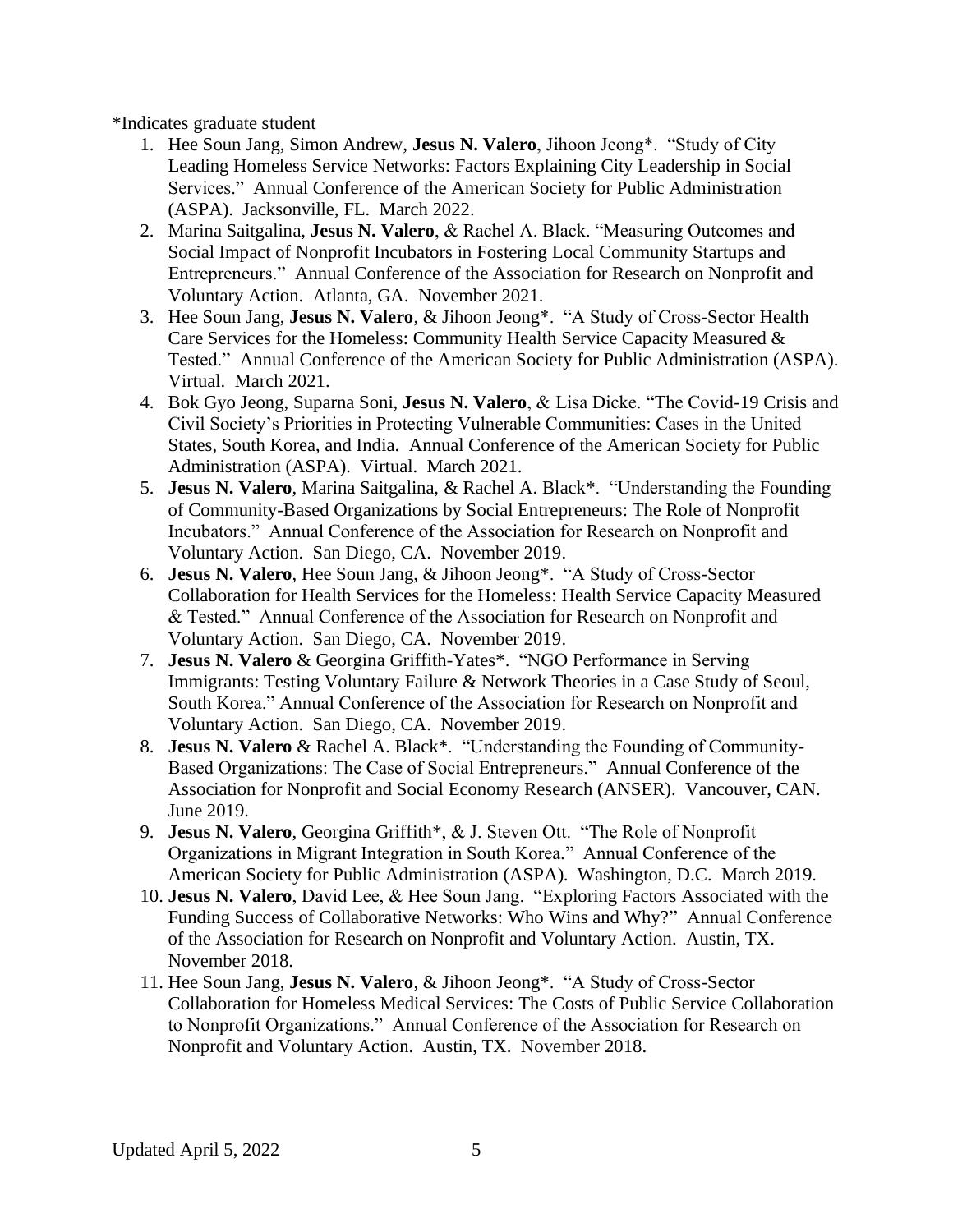*Indicates graduate student

1. Hee Soun Jang, Simon Andrew, **Jesus N. Valero**, Jihoon Jeong*. "Study of City Leading Homeless Service Networks: Factors Explaining City Leadership in Social Services." Annual Conference of the American Society for Public Administration (ASPA). Jacksonville, FL. March 2022.
2. Marina Saitgalina, **Jesus N. Valero**, & Rachel A. Black. "Measuring Outcomes and Social Impact of Nonprofit Incubators in Fostering Local Community Startups and Entrepreneurs." Annual Conference of the Association for Research on Nonprofit and Voluntary Action. Atlanta, GA. November 2021.
3. Hee Soun Jang, **Jesus N. Valero**, & Jihoon Jeong*. "A Study of Cross-Sector Health Care Services for the Homeless: Community Health Service Capacity Measured & Tested." Annual Conference of the American Society for Public Administration (ASPA). Virtual. March 2021.
4. Bok Gyo Jeong, Suparna Soni, **Jesus N. Valero**, & Lisa Dicke. "The Covid-19 Crisis and Civil Society's Priorities in Protecting Vulnerable Communities: Cases in the United States, South Korea, and India. Annual Conference of the American Society for Public Administration (ASPA). Virtual. March 2021.
5. **Jesus N. Valero**, Marina Saitgalina, & Rachel A. Black*. "Understanding the Founding of Community-Based Organizations by Social Entrepreneurs: The Role of Nonprofit Incubators." Annual Conference of the Association for Research on Nonprofit and Voluntary Action. San Diego, CA. November 2019.
6. **Jesus N. Valero**, Hee Soun Jang, & Jihoon Jeong*. "A Study of Cross-Sector Collaboration for Health Services for the Homeless: Health Service Capacity Measured & Tested." Annual Conference of the Association for Research on Nonprofit and Voluntary Action. San Diego, CA. November 2019.
7. **Jesus N. Valero** & Georgina Griffith-Yates*. "NGO Performance in Serving Immigrants: Testing Voluntary Failure & Network Theories in a Case Study of Seoul, South Korea." Annual Conference of the Association for Research on Nonprofit and Voluntary Action. San Diego, CA. November 2019.
8. **Jesus N. Valero** & Rachel A. Black*. "Understanding the Founding of Community-Based Organizations: The Case of Social Entrepreneurs." Annual Conference of the Association for Nonprofit and Social Economy Research (ANSER). Vancouver, CAN. June 2019.
9. **Jesus N. Valero**, Georgina Griffith*, & J. Steven Ott. "The Role of Nonprofit Organizations in Migrant Integration in South Korea." Annual Conference of the American Society for Public Administration (ASPA). Washington, D.C. March 2019.
10. **Jesus N. Valero**, David Lee, & Hee Soun Jang. "Exploring Factors Associated with the Funding Success of Collaborative Networks: Who Wins and Why?" Annual Conference of the Association for Research on Nonprofit and Voluntary Action. Austin, TX. November 2018.
11. Hee Soun Jang, **Jesus N. Valero**, & Jihoon Jeong*. "A Study of Cross-Sector Collaboration for Homeless Medical Services: The Costs of Public Service Collaboration to Nonprofit Organizations." Annual Conference of the Association for Research on Nonprofit and Voluntary Action. Austin, TX. November 2018.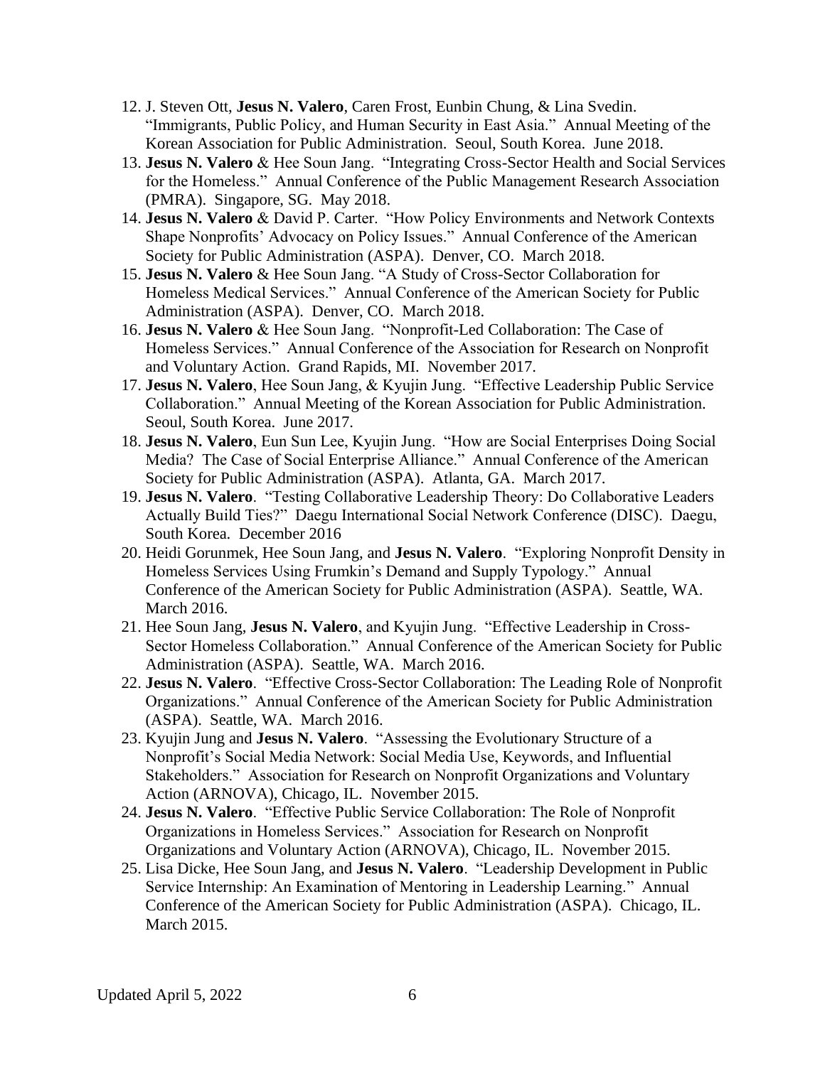12. J. Steven Ott, **Jesus N. Valero**, Caren Frost, Eunbin Chung, & Lina Svedin. "Immigrants, Public Policy, and Human Security in East Asia." Annual Meeting of the Korean Association for Public Administration. Seoul, South Korea. June 2018.
13. **Jesus N. Valero** & Hee Soun Jang. "Integrating Cross-Sector Health and Social Services for the Homeless." Annual Conference of the Public Management Research Association (PMRA). Singapore, SG. May 2018.
14. **Jesus N. Valero** & David P. Carter. "How Policy Environments and Network Contexts Shape Nonprofits' Advocacy on Policy Issues." Annual Conference of the American Society for Public Administration (ASPA). Denver, CO. March 2018.
15. **Jesus N. Valero** & Hee Soun Jang. "A Study of Cross-Sector Collaboration for Homeless Medical Services." Annual Conference of the American Society for Public Administration (ASPA). Denver, CO. March 2018.
16. **Jesus N. Valero** & Hee Soun Jang. "Nonprofit-Led Collaboration: The Case of Homeless Services." Annual Conference of the Association for Research on Nonprofit and Voluntary Action. Grand Rapids, MI. November 2017.
17. **Jesus N. Valero**, Hee Soun Jang, & Kyujin Jung. "Effective Leadership Public Service Collaboration." Annual Meeting of the Korean Association for Public Administration. Seoul, South Korea. June 2017.
18. **Jesus N. Valero**, Eun Sun Lee, Kyujin Jung. "How are Social Enterprises Doing Social Media? The Case of Social Enterprise Alliance." Annual Conference of the American Society for Public Administration (ASPA). Atlanta, GA. March 2017.
19. **Jesus N. Valero**. "Testing Collaborative Leadership Theory: Do Collaborative Leaders Actually Build Ties?" Daegu International Social Network Conference (DISC). Daegu, South Korea. December 2016
20. Heidi Gorunmek, Hee Soun Jang, and **Jesus N. Valero**. "Exploring Nonprofit Density in Homeless Services Using Frumkin's Demand and Supply Typology." Annual Conference of the American Society for Public Administration (ASPA). Seattle, WA. March 2016.
21. Hee Soun Jang, **Jesus N. Valero**, and Kyujin Jung. "Effective Leadership in Cross-Sector Homeless Collaboration." Annual Conference of the American Society for Public Administration (ASPA). Seattle, WA. March 2016.
22. **Jesus N. Valero**. "Effective Cross-Sector Collaboration: The Leading Role of Nonprofit Organizations." Annual Conference of the American Society for Public Administration (ASPA). Seattle, WA. March 2016.
23. Kyujin Jung and **Jesus N. Valero**. "Assessing the Evolutionary Structure of a Nonprofit's Social Media Network: Social Media Use, Keywords, and Influential Stakeholders." Association for Research on Nonprofit Organizations and Voluntary Action (ARNOVA), Chicago, IL. November 2015.
24. **Jesus N. Valero**. "Effective Public Service Collaboration: The Role of Nonprofit Organizations in Homeless Services." Association for Research on Nonprofit Organizations and Voluntary Action (ARNOVA), Chicago, IL. November 2015.
25. Lisa Dicke, Hee Soun Jang, and **Jesus N. Valero**. "Leadership Development in Public Service Internship: An Examination of Mentoring in Leadership Learning." Annual Conference of the American Society for Public Administration (ASPA). Chicago, IL. March 2015.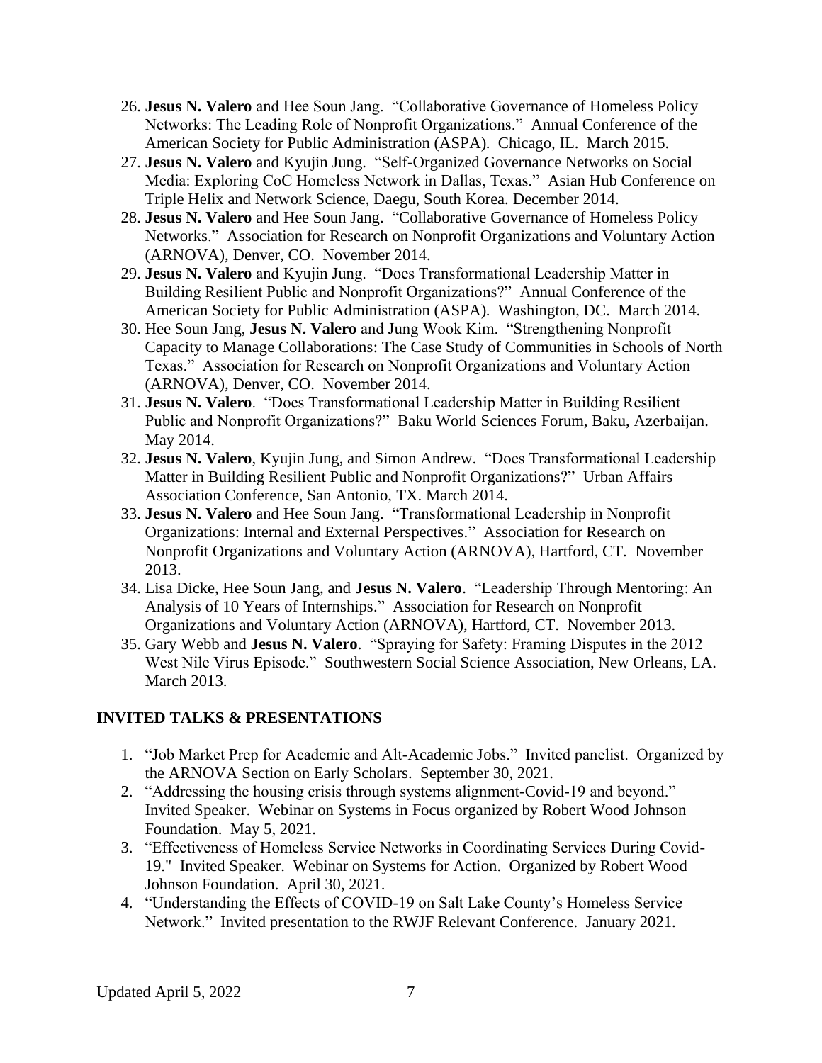26. **Jesus N. Valero** and Hee Soun Jang. "Collaborative Governance of Homeless Policy Networks: The Leading Role of Nonprofit Organizations." Annual Conference of the American Society for Public Administration (ASPA). Chicago, IL. March 2015.
27. **Jesus N. Valero** and Kyujin Jung. "Self-Organized Governance Networks on Social Media: Exploring CoC Homeless Network in Dallas, Texas." Asian Hub Conference on Triple Helix and Network Science, Daegu, South Korea. December 2014.
28. **Jesus N. Valero** and Hee Soun Jang. "Collaborative Governance of Homeless Policy Networks." Association for Research on Nonprofit Organizations and Voluntary Action (ARNOVA), Denver, CO. November 2014.
29. **Jesus N. Valero** and Kyujin Jung. "Does Transformational Leadership Matter in Building Resilient Public and Nonprofit Organizations?" Annual Conference of the American Society for Public Administration (ASPA). Washington, DC. March 2014.
30. Hee Soun Jang, **Jesus N. Valero** and Jung Wook Kim. "Strengthening Nonprofit Capacity to Manage Collaborations: The Case Study of Communities in Schools of North Texas." Association for Research on Nonprofit Organizations and Voluntary Action (ARNOVA), Denver, CO. November 2014.
31. **Jesus N. Valero**. "Does Transformational Leadership Matter in Building Resilient Public and Nonprofit Organizations?" Baku World Sciences Forum, Baku, Azerbaijan. May 2014.
32. **Jesus N. Valero**, Kyujin Jung, and Simon Andrew. "Does Transformational Leadership Matter in Building Resilient Public and Nonprofit Organizations?" Urban Affairs Association Conference, San Antonio, TX. March 2014.
33. **Jesus N. Valero** and Hee Soun Jang. "Transformational Leadership in Nonprofit Organizations: Internal and External Perspectives." Association for Research on Nonprofit Organizations and Voluntary Action (ARNOVA), Hartford, CT. November 2013.
34. Lisa Dicke, Hee Soun Jang, and **Jesus N. Valero**. "Leadership Through Mentoring: An Analysis of 10 Years of Internships." Association for Research on Nonprofit Organizations and Voluntary Action (ARNOVA), Hartford, CT. November 2013.
35. Gary Webb and **Jesus N. Valero**. "Spraying for Safety: Framing Disputes in the 2012 West Nile Virus Episode." Southwestern Social Science Association, New Orleans, LA. March 2013.

## INVITED TALKS & PRESENTATIONS

1. "Job Market Prep for Academic and Alt-Academic Jobs." Invited panelist. Organized by the ARNOVA Section on Early Scholars. September 30, 2021.
2. "Addressing the housing crisis through systems alignment-Covid-19 and beyond." Invited Speaker. Webinar on Systems in Focus organized by Robert Wood Johnson Foundation. May 5, 2021.
3. "Effectiveness of Homeless Service Networks in Coordinating Services During Covid-19." Invited Speaker. Webinar on Systems for Action. Organized by Robert Wood Johnson Foundation. April 30, 2021.
4. "Understanding the Effects of COVID-19 on Salt Lake County's Homeless Service Network." Invited presentation to the RWJF Relevant Conference. January 2021.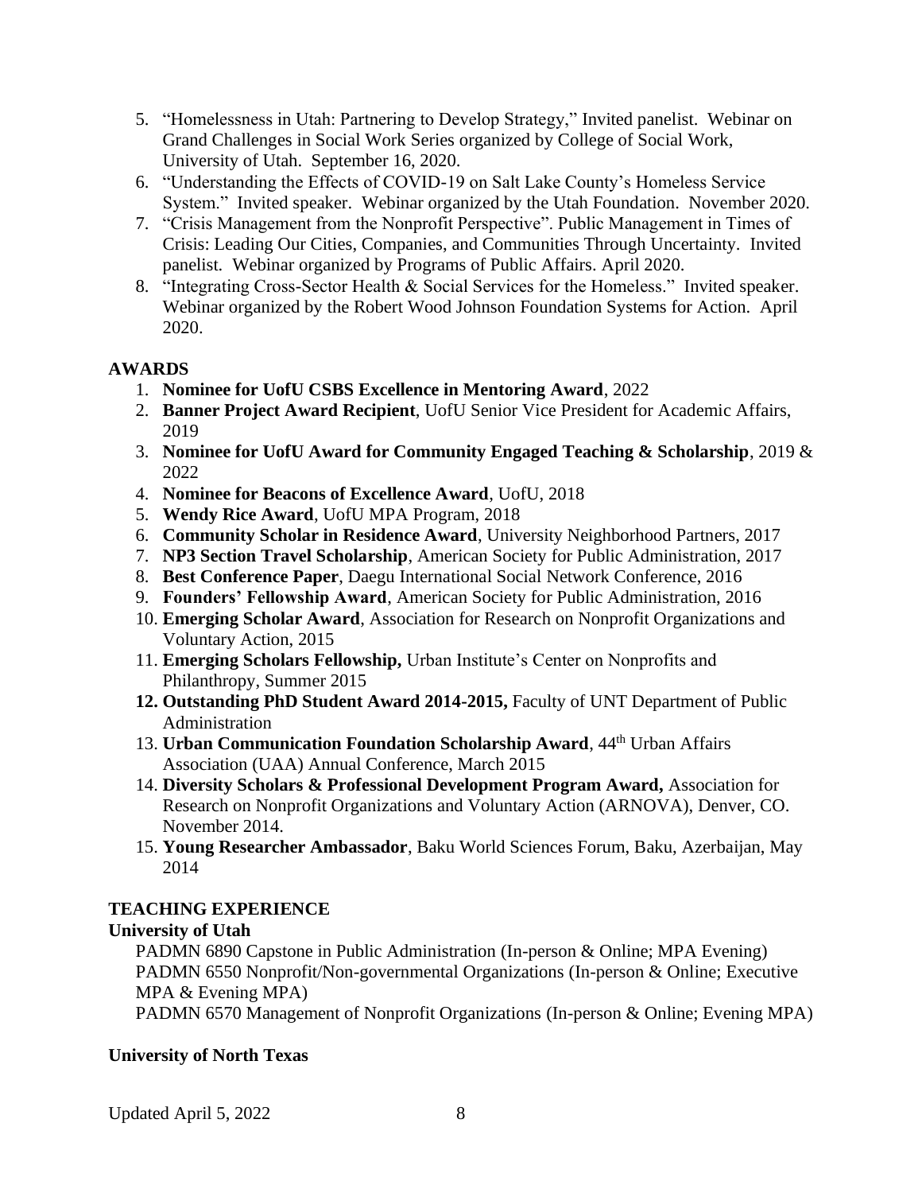5. "Homelessness in Utah: Partnering to Develop Strategy," Invited panelist. Webinar on Grand Challenges in Social Work Series organized by College of Social Work, University of Utah. September 16, 2020.
6. "Understanding the Effects of COVID-19 on Salt Lake County's Homeless Service System." Invited speaker. Webinar organized by the Utah Foundation. November 2020.
7. "Crisis Management from the Nonprofit Perspective". Public Management in Times of Crisis: Leading Our Cities, Companies, and Communities Through Uncertainty. Invited panelist. Webinar organized by Programs of Public Affairs. April 2020.
8. "Integrating Cross-Sector Health & Social Services for the Homeless." Invited speaker. Webinar organized by the Robert Wood Johnson Foundation Systems for Action. April 2020.

## AWARDS

1. **Nominee for UofU CSBS Excellence in Mentoring Award**, 2022
2. **Banner Project Award Recipient**, UofU Senior Vice President for Academic Affairs, 2019
3. **Nominee for UofU Award for Community Engaged Teaching & Scholarship**, 2019 & 2022
4. **Nominee for Beacons of Excellence Award**, UofU, 2018
5. **Wendy Rice Award**, UofU MPA Program, 2018
6. **Community Scholar in Residence Award**, University Neighborhood Partners, 2017
7. **NP3 Section Travel Scholarship**, American Society for Public Administration, 2017
8. **Best Conference Paper**, Daegu International Social Network Conference, 2016
9. **Founders' Fellowship Award**, American Society for Public Administration, 2016
10. **Emerging Scholar Award**, Association for Research on Nonprofit Organizations and Voluntary Action, 2015
11. **Emerging Scholars Fellowship,** Urban Institute's Center on Nonprofits and Philanthropy, Summer 2015
12. **Outstanding PhD Student Award 2014-2015,** Faculty of UNT Department of Public Administration
13. **Urban Communication Foundation Scholarship Award**, 44th Urban Affairs Association (UAA) Annual Conference, March 2015
14. **Diversity Scholars & Professional Development Program Award,** Association for Research on Nonprofit Organizations and Voluntary Action (ARNOVA), Denver, CO. November 2014.
15. **Young Researcher Ambassador**, Baku World Sciences Forum, Baku, Azerbaijan, May 2014

## TEACHING EXPERIENCE

### University of Utah

PADMN 6890 Capstone in Public Administration (In-person & Online; MPA Evening)
PADMN 6550 Nonprofit/Non-governmental Organizations (In-person & Online; Executive MPA & Evening MPA)
PADMN 6570 Management of Nonprofit Organizations (In-person & Online; Evening MPA)

### University of North Texas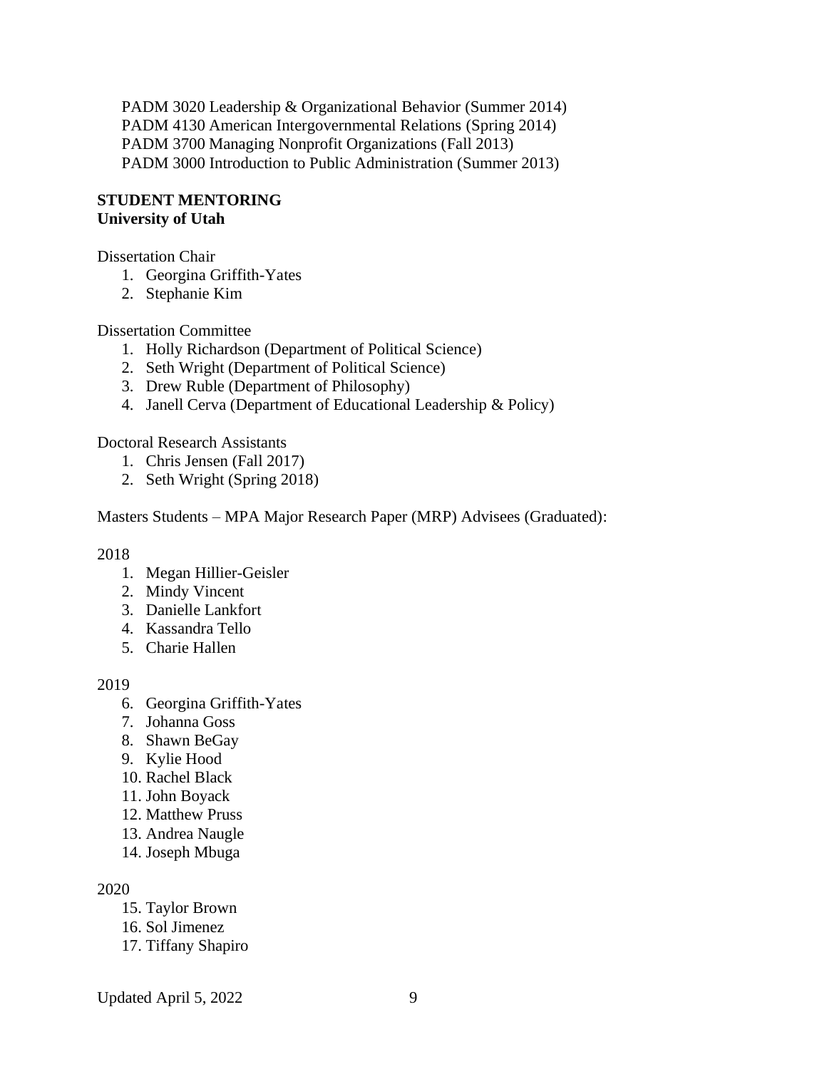PADM 3020 Leadership & Organizational Behavior (Summer 2014)
PADM 4130 American Intergovernmental Relations (Spring 2014)
PADM 3700 Managing Nonprofit Organizations (Fall 2013)
PADM 3000 Introduction to Public Administration (Summer 2013)

**STUDENT MENTORING**
**University of Utah**

Dissertation Chair

1. Georgina Griffith-Yates
2. Stephanie Kim

Dissertation Committee

1. Holly Richardson (Department of Political Science)
2. Seth Wright (Department of Political Science)
3. Drew Ruble (Department of Philosophy)
4. Janell Cerva (Department of Educational Leadership & Policy)

Doctoral Research Assistants

1. Chris Jensen (Fall 2017)
2. Seth Wright (Spring 2018)

Masters Students – MPA Major Research Paper (MRP) Advisees (Graduated):

2018

1. Megan Hillier-Geisler
2. Mindy Vincent
3. Danielle Lankfort
4. Kassandra Tello
5. Charie Hallen

2019

6. Georgina Griffith-Yates
7. Johanna Goss
8. Shawn BeGay
9. Kylie Hood
10. Rachel Black
11. John Boyack
12. Matthew Pruss
13. Andrea Naugle
14. Joseph Mbuga

2020

15. Taylor Brown
16. Sol Jimenez
17. Tiffany Shapiro

Updated April 5, 2022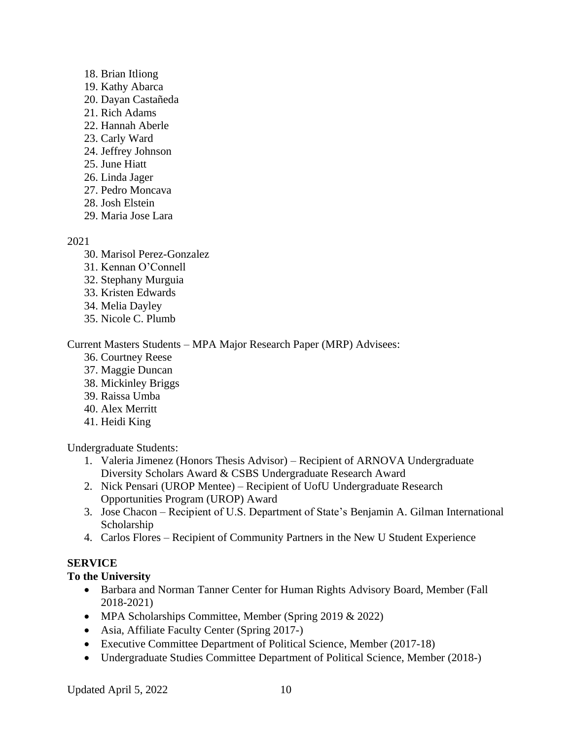18. Brian Itliong
19. Kathy Abarca
20. Dayan Castañeda
21. Rich Adams
22. Hannah Aberle
23. Carly Ward
24. Jeffrey Johnson
25. June Hiatt
26. Linda Jager
27. Pedro Moncava
28. Josh Elstein
29. Maria Jose Lara

2021

30. Marisol Perez-Gonzalez
31. Kennan O'Connell
32. Stephany Murguia
33. Kristen Edwards
34. Melia Dayley
35. Nicole C. Plumb

Current Masters Students – MPA Major Research Paper (MRP) Advisees:

36. Courtney Reese
37. Maggie Duncan
38. Mickinley Briggs
39. Raissa Umba
40. Alex Merritt
41. Heidi King

Undergraduate Students:

1. Valeria Jimenez (Honors Thesis Advisor) – Recipient of ARNOVA Undergraduate Diversity Scholars Award & CSBS Undergraduate Research Award
2. Nick Pensari (UROP Mentee) – Recipient of UofU Undergraduate Research Opportunities Program (UROP) Award
3. Jose Chacon – Recipient of U.S. Department of State's Benjamin A. Gilman International Scholarship
4. Carlos Flores – Recipient of Community Partners in the New U Student Experience

## SERVICE

### To the University

- Barbara and Norman Tanner Center for Human Rights Advisory Board, Member (Fall 2018-2021)
- MPA Scholarships Committee, Member (Spring 2019 & 2022)
- Asia, Affiliate Faculty Center (Spring 2017-)
- Executive Committee Department of Political Science, Member (2017-18)
- Undergraduate Studies Committee Department of Political Science, Member (2018-)

Updated April 5, 2022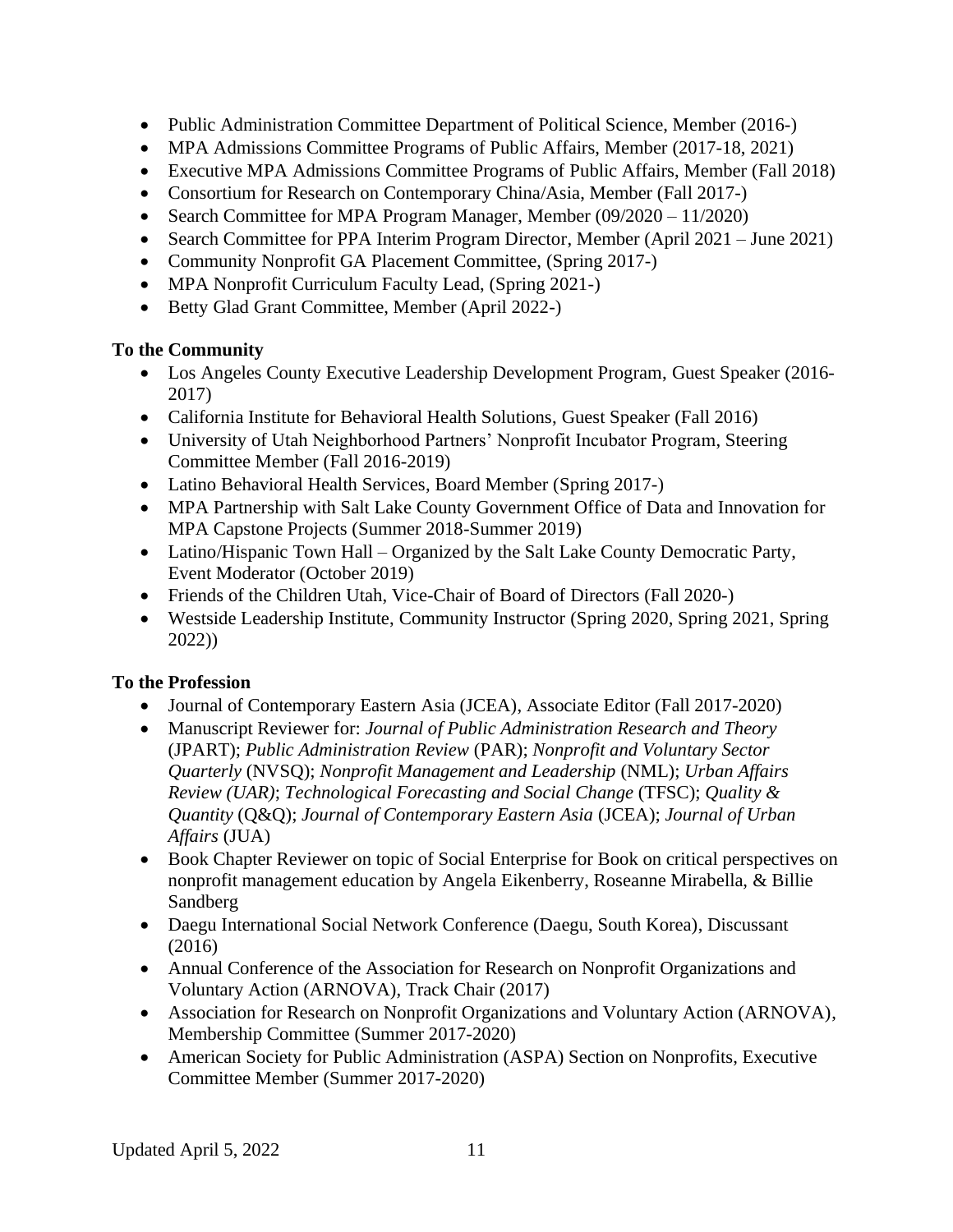- Public Administration Committee Department of Political Science, Member (2016-)
- MPA Admissions Committee Programs of Public Affairs, Member (2017-18, 2021)
- Executive MPA Admissions Committee Programs of Public Affairs, Member (Fall 2018)
- Consortium for Research on Contemporary China/Asia, Member (Fall 2017-)
- Search Committee for MPA Program Manager, Member (09/2020 – 11/2020)
- Search Committee for PPA Interim Program Director, Member (April 2021 – June 2021)
- Community Nonprofit GA Placement Committee, (Spring 2017-)
- MPA Nonprofit Curriculum Faculty Lead, (Spring 2021-)
- Betty Glad Grant Committee, Member (April 2022-)

**To the Community**

- Los Angeles County Executive Leadership Development Program, Guest Speaker (2016-2017)
- California Institute for Behavioral Health Solutions, Guest Speaker (Fall 2016)
- University of Utah Neighborhood Partners' Nonprofit Incubator Program, Steering Committee Member (Fall 2016-2019)
- Latino Behavioral Health Services, Board Member (Spring 2017-)
- MPA Partnership with Salt Lake County Government Office of Data and Innovation for MPA Capstone Projects (Summer 2018-Summer 2019)
- Latino/Hispanic Town Hall – Organized by the Salt Lake County Democratic Party, Event Moderator (October 2019)
- Friends of the Children Utah, Vice-Chair of Board of Directors (Fall 2020-)
- Westside Leadership Institute, Community Instructor (Spring 2020, Spring 2021, Spring 2022))

**To the Profession**

- Journal of Contemporary Eastern Asia (JCEA), Associate Editor (Fall 2017-2020)
- Manuscript Reviewer for: *Journal of Public Administration Research and Theory* (JPART); *Public Administration Review* (PAR); *Nonprofit and Voluntary Sector Quarterly* (NVSQ); *Nonprofit Management and Leadership* (NML); *Urban Affairs Review (UAR)*; *Technological Forecasting and Social Change* (TFSC); *Quality & Quantity* (Q&Q); *Journal of Contemporary Eastern Asia* (JCEA); *Journal of Urban Affairs* (JUA)
- Book Chapter Reviewer on topic of Social Enterprise for Book on critical perspectives on nonprofit management education by Angela Eikenberry, Roseanne Mirabella, & Billie Sandberg
- Daegu International Social Network Conference (Daegu, South Korea), Discussant (2016)
- Annual Conference of the Association for Research on Nonprofit Organizations and Voluntary Action (ARNOVA), Track Chair (2017)
- Association for Research on Nonprofit Organizations and Voluntary Action (ARNOVA), Membership Committee (Summer 2017-2020)
- American Society for Public Administration (ASPA) Section on Nonprofits, Executive Committee Member (Summer 2017-2020)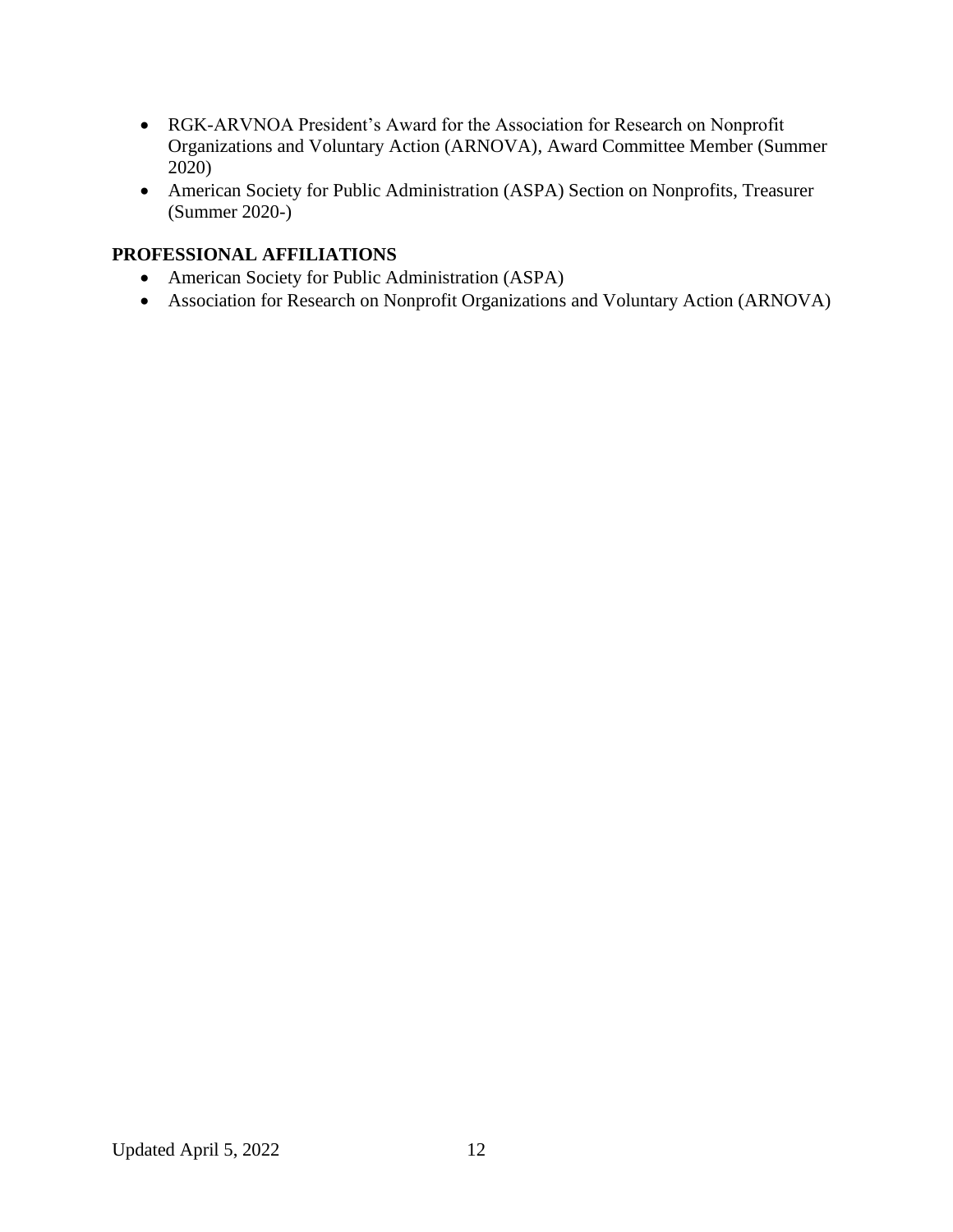- RGK-ARVNOA President's Award for the Association for Research on Nonprofit Organizations and Voluntary Action (ARNOVA), Award Committee Member (Summer 2020)
- American Society for Public Administration (ASPA) Section on Nonprofits, Treasurer (Summer 2020-)

## PROFESSIONAL AFFILIATIONS

- American Society for Public Administration (ASPA)
- Association for Research on Nonprofit Organizations and Voluntary Action (ARNOVA)